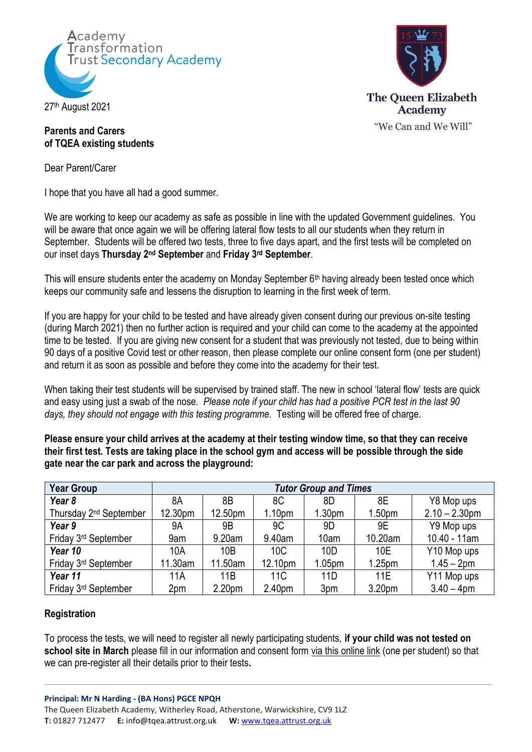Academy Transformation Trust Secondary Academy

The Queen Elizabeth Academy

"We Can and We Will"

27th August 2021

**Parents and Carers**
**of TQEA existing students**

Dear Parent/Carer

I hope that you have all had a good summer.

We are working to keep our academy as safe as possible in line with the updated Government guidelines. You will be aware that once again we will be offering lateral flow tests to all our students when they return in September. Students will be offered two tests, three to five days apart, and the first tests will be completed on our inset days **Thursday 2nd September** and **Friday 3rd September**.

This will ensure students enter the academy on Monday September 6th having already been tested once which keeps our community safe and lessens the disruption to learning in the first week of term.

If you are happy for your child to be tested and have already given consent during our previous on-site testing (during March 2021) then no further action is required and your child can come to the academy at the appointed time to be tested. If you are giving new consent for a student that was previously not tested, due to being within 90 days of a positive Covid test or other reason, then please complete our online consent form (one per student) and return it as soon as possible and before they come into the academy for their test.

When taking their test students will be supervised by trained staff. The new in school 'lateral flow' tests are quick and easy using just a swab of the nose. *Please note if your child has had a positive PCR test in the last 90 days, they should not engage with this testing programme.* Testing will be offered free of charge.

**Please ensure your child arrives at the academy at their testing window time, so that they can receive their first test. Tests are taking place in the school gym and access will be possible through the side gate near the car park and across the playground:**

| Year Group | *Tutor Group and Times* | | | | | |
|---|---|---|---|---|---|---|
| ***Year 8*** Thursday 2nd September | 8A 12.30pm | 8B 12.50pm | 8C 1.10pm | 8D 1.30pm | 8E 1.50pm | Y8 Mop ups 2.10 – 2.30pm |
| ***Year 9*** Friday 3rd September | 9A 9am | 9B 9.20am | 9C 9.40am | 9D 10am | 9E 10.20am | Y9 Mop ups 10.40 - 11am |
| ***Year 10*** Friday 3rd September | 10A 11.30am | 10B 11.50am | 10C 12.10pm | 10D 1.05pm | 10E 1.25pm | Y10 Mop ups 1.45 – 2pm |
| ***Year 11*** Friday 3rd September | 11A 2pm | 11B 2.20pm | 11C 2.40pm | 11D 3pm | 11E 3.20pm | Y11 Mop ups 3.40 – 4pm |

**Registration**

To process the tests, we will need to register all newly participating students, **if your child was not tested on school site in March** please fill in our information and consent form via this online link (one per student) so that we can pre-register all their details prior to their tests**.**

**Principal: Mr N Harding - (BA Hons) PGCE NPQH**
The Queen Elizabeth Academy, Witherley Road, Atherstone, Warwickshire, CV9 1LZ
**T:** 01827 712477 **E:** info@tqea.attrust.org.uk **W:** www.tqea.attrust.org.uk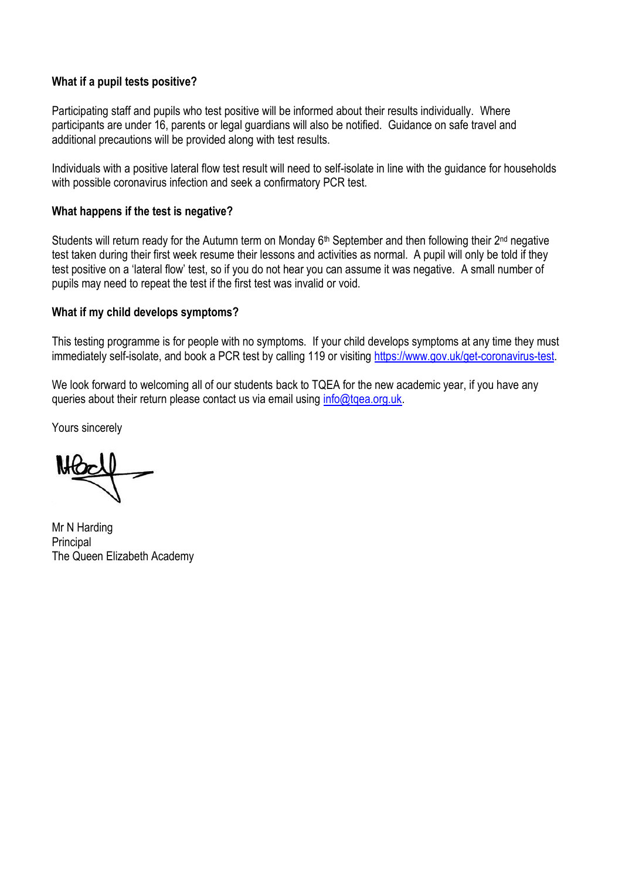**What if a pupil tests positive?**

Participating staff and pupils who test positive will be informed about their results individually. Where participants are under 16, parents or legal guardians will also be notified. Guidance on safe travel and additional precautions will be provided along with test results.

Individuals with a positive lateral flow test result will need to self-isolate in line with the guidance for households with possible coronavirus infection and seek a confirmatory PCR test.

**What happens if the test is negative?**

Students will return ready for the Autumn term on Monday 6th September and then following their 2nd negative test taken during their first week resume their lessons and activities as normal. A pupil will only be told if they test positive on a 'lateral flow' test, so if you do not hear you can assume it was negative. A small number of pupils may need to repeat the test if the first test was invalid or void.

**What if my child develops symptoms?**

This testing programme is for people with no symptoms. If your child develops symptoms at any time they must immediately self-isolate, and book a PCR test by calling 119 or visiting https://www.gov.uk/get-coronavirus-test.

We look forward to welcoming all of our students back to TQEA for the new academic year, if you have any queries about their return please contact us via email using info@tqea.org.uk.

Yours sincerely

Mr N Harding
Principal
The Queen Elizabeth Academy